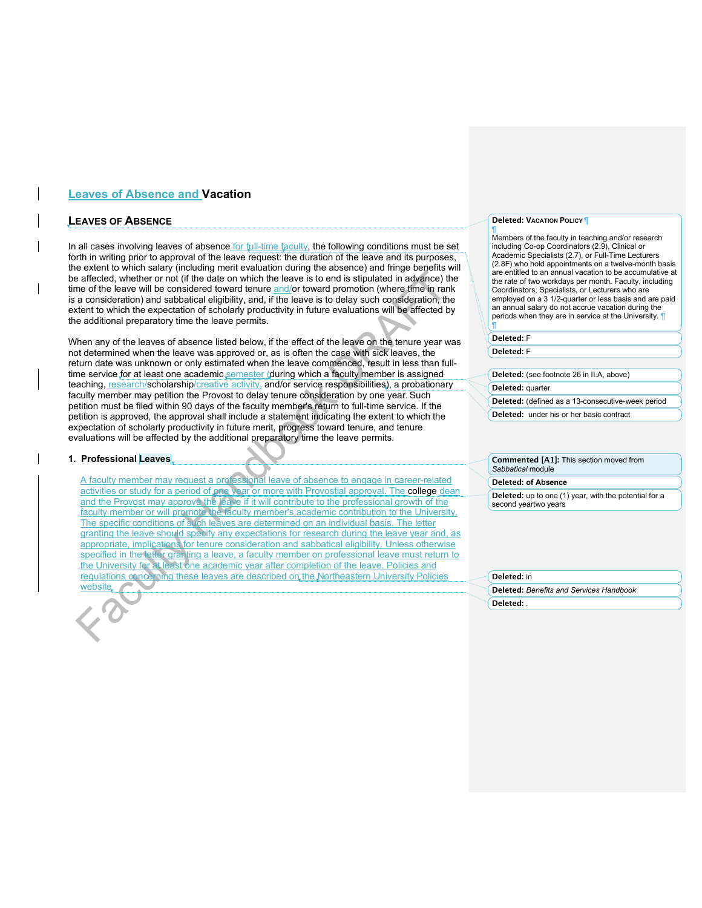# Leaves of Absence and Vacation

## Leaves of Absence

In all cases involving leaves of absence for full-time faculty, the following conditions must be set forth in writing prior to approval of the leave request: the duration of the leave and its purposes, the extent to which salary (including merit evaluation during the absence) and fringe benefits will be affected, whether or not (if the date on which the leave is to end is stipulated in advance) the time of the leave will be considered toward tenure and/or toward promotion (where time in rank is a consideration) and sabbatical eligibility, and, if the leave is to delay such consideration, the extent to which the expectation of scholarly productivity in future evaluations will be affected by the additional preparatory time the leave permits.

When any of the leaves of absence listed below, if the effect of the leave on the tenure year was not determined when the leave was approved or, as is often the case with sick leaves, the return date was unknown or only estimated when the leave commenced, result in less than full-time service for at least one academic semester (during which a faculty member is assigned teaching, research/scholarship/creative activity, and/or service responsibilities), a probationary faculty member may petition the Provost to delay tenure consideration by one year. Such petition must be filed within 90 days of the faculty member's return to full-time service. If the petition is approved, the approval shall include a statement indicating the extent to which the expectation of scholarly productivity in future merit, progress toward tenure, and tenure evaluations will be affected by the additional preparatory time the leave permits.

### 1. Professional Leaves

A faculty member may request a professional leave of absence to engage in career-related activities or study for a period of one year or more with Provostial approval. The college dean and the Provost may approve the leave if it will contribute to the professional growth of the faculty member or will promote the faculty member's academic contribution to the University. The specific conditions of such leaves are determined on an individual basis. The letter granting the leave should specify any expectations for research during the leave year and, as appropriate, implications for tenure consideration and sabbatical eligibility. Unless otherwise specified in the letter granting a leave, a faculty member on professional leave must return to the University for at least one academic year after completion of the leave. Policies and regulations concerning these leaves are described on the Northeastern University Policies website.

**Deleted:** Vacation Policy

Members of the faculty in teaching and/or research including Co-op Coordinators (2.9), Clinical or Academic Specialists (2.7), or Full-Time Lecturers (2.8F) who hold appointments on a twelve-month basis are entitled to an annual vacation to be accumulative at the rate of two workdays per month. Faculty, including Coordinators, Specialists, or Lecturers who are employed on a 3 1/2-quarter or less basis and are paid an annual salary do not accrue vacation during the periods when they are in service at the University.

**Deleted:** F

**Deleted:** F

**Deleted:** (see footnote 26 in II.A, above)

**Deleted:** quarter

**Deleted:** (defined as a 13-consecutive-week period

**Deleted:** under his or her basic contract

**Commented [A1]:** This section moved from *Sabbatical* module

**Deleted:** of Absence

**Deleted:** up to one (1) year, with the potential for a second yeartwo years

**Deleted:** in

**Deleted:** *Benefits and Services Handbook*

**Deleted:** .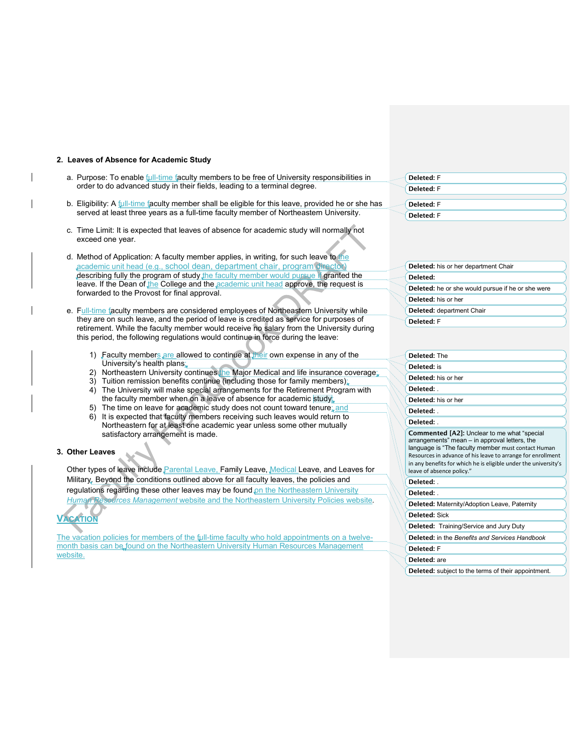## 2. Leaves of Absence for Academic Study

a. Purpose: To enable full-time faculty members to be free of University responsibilities in order to do advanced study in their fields, leading to a terminal degree.

b. Eligibility: A full-time faculty member shall be eligible for this leave, provided he or she has served at least three years as a full-time faculty member of Northeastern University.

c. Time Limit: It is expected that leaves of absence for academic study will normally not exceed one year.

d. Method of Application: A faculty member applies, in writing, for such leave to the academic unit head (e.g., school dean, department chair, program director) describing fully the program of study the faculty member would pursue if granted the leave. If the Dean of the College and the academic unit head approve, the request is forwarded to the Provost for final approval.

e. Full-time faculty members are considered employees of Northeastern University while they are on such leave, and the period of leave is credited as service for purposes of retirement. While the faculty member would receive no salary from the University during this period, the following regulations would continue in force during the leave:

   1) Faculty members are allowed to continue at their own expense in any of the University's health plans;
   2) Northeastern University continues the Major Medical and life insurance coverage;
   3) Tuition remission benefits continue (including those for family members);
   4) The University will make special arrangements for the Retirement Program with the faculty member when on a leave of absence for academic study;
   5) The time on leave for academic study does not count toward tenure; and
   6) It is expected that faculty members receiving such leaves would return to Northeastern for at least one academic year unless some other mutually satisfactory arrangement is made.

## 3. Other Leaves

Other types of leave include Parental Leave, Family Leave, Medical Leave, and Leaves for Military. Beyond the conditions outlined above for all faculty leaves, the policies and regulations regarding these other leaves may be found on the Northeastern University *Human Resources Management* website and the Northeastern University Policies website.

## VACATION

The vacation policies for members of the full-time faculty who hold appointments on a twelve-month basis can be found on the Northeastern University Human Resources Management website.

---

Deleted: F

Deleted: F

Deleted: F

Deleted: F

Deleted: his or her department Chair

Deleted:

Deleted: he or she would pursue if he or she were

Deleted: his or her

Deleted: department Chair

Deleted: F

Deleted: The

Deleted: is

Deleted: his or her

Deleted: .

Deleted: his or her

Deleted: .

Deleted: .

**Commented [A2]:** Unclear to me what "special arrangements" mean – in approval letters, the language is "The faculty member must contact Human Resources in advance of his leave to arrange for enrollment in any benefits for which he is eligible under the university's leave of absence policy."

Deleted: .

Deleted: .

Deleted: Maternity/Adoption Leave, Paternity

Deleted: Sick

Deleted: Training/Service and Jury Duty

Deleted: in the *Benefits and Services Handbook*

Deleted: F

Deleted: are

Deleted: subject to the terms of their appointment.